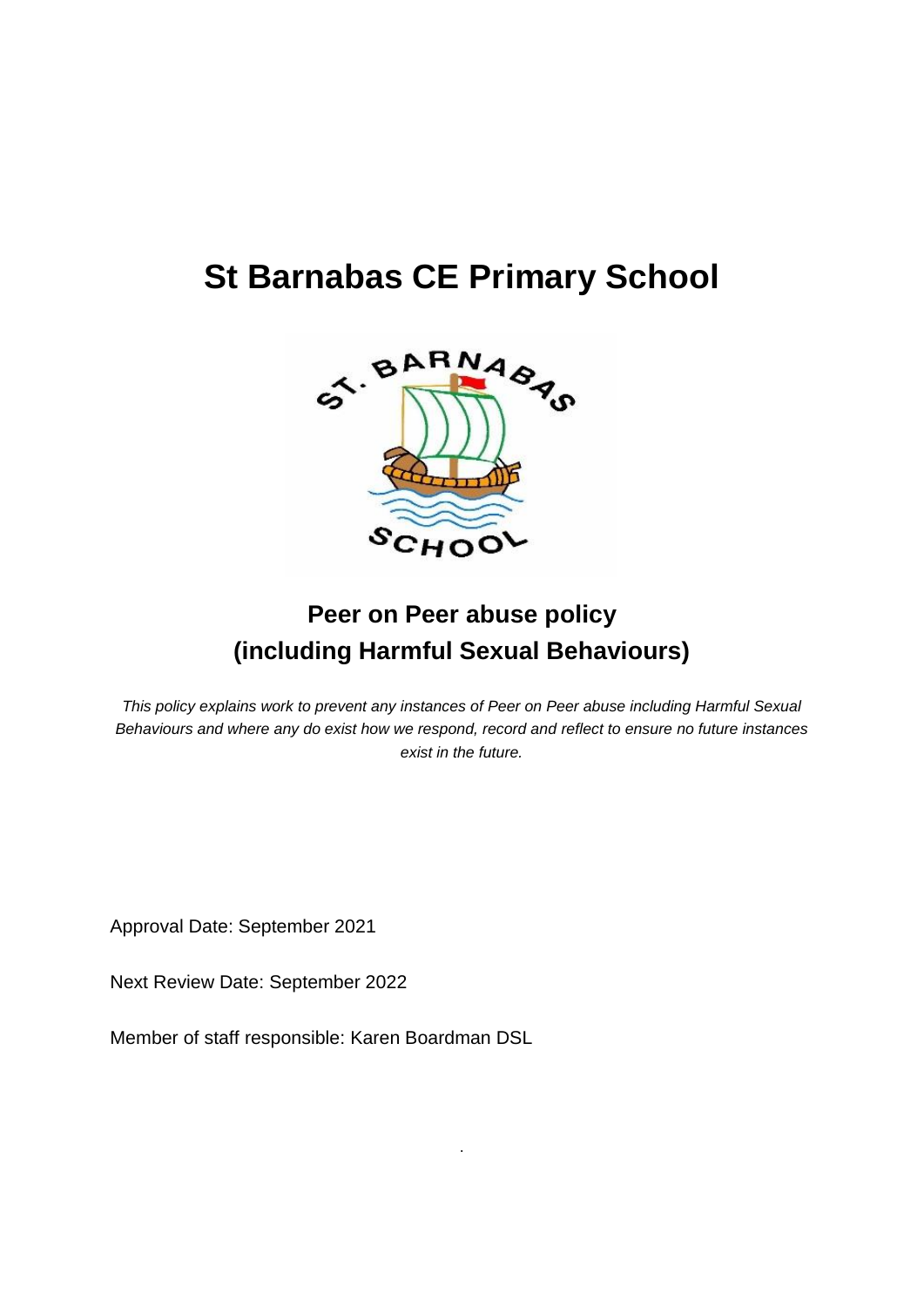# St Barnabas CE Primary School

## Peer on Peer abuse policy
## (including Harmful Sexual Behaviours)

*This policy explains work to prevent any instances of Peer on Peer abuse including Harmful Sexual Behaviours and where any do exist how we respond, record and reflect to ensure no future instances exist in the future.*

Approval Date: September 2021

Next Review Date: September 2022

Member of staff responsible: Karen Boardman DSL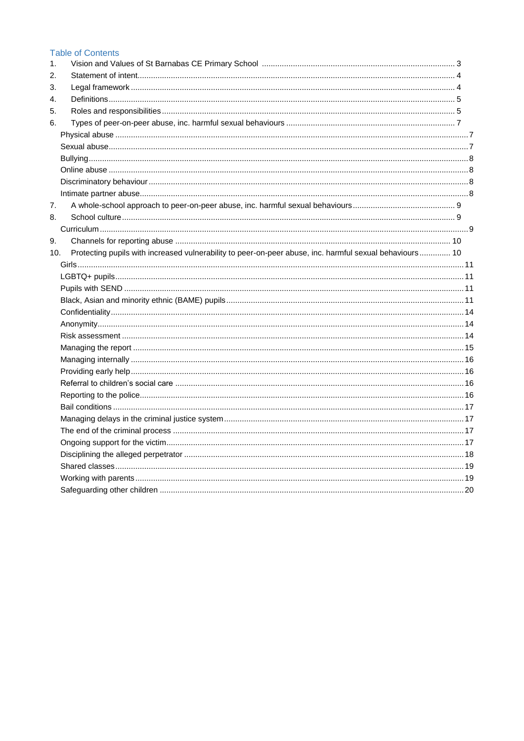## Table of Contents

1. Vision and Values of St Barnabas CE Primary School ..... 3
2. Statement of intent ..... 4
3. Legal framework ..... 4
4. Definitions ..... 5
5. Roles and responsibilities ..... 5
6. Types of peer-on-peer abuse, inc. harmful sexual behaviours ..... 7
   - Physical abuse ..... 7
   - Sexual abuse ..... 7
   - Bullying ..... 8
   - Online abuse ..... 8
   - Discriminatory behaviour ..... 8
   - Intimate partner abuse ..... 8
7. A whole-school approach to peer-on-peer abuse, inc. harmful sexual behaviours ..... 9
8. School culture ..... 9
   - Curriculum ..... 9
9. Channels for reporting abuse ..... 10
10. Protecting pupils with increased vulnerability to peer-on-peer abuse, inc. harmful sexual behaviours ..... 10
    - Girls ..... 11
    - LGBTQ+ pupils ..... 11
    - Pupils with SEND ..... 11
    - Black, Asian and minority ethnic (BAME) pupils ..... 11
    - Confidentiality ..... 14
    - Anonymity ..... 14
    - Risk assessment ..... 14
    - Managing the report ..... 15
    - Managing internally ..... 16
    - Providing early help ..... 16
    - Referral to children's social care ..... 16
    - Reporting to the police ..... 16
    - Bail conditions ..... 17
    - Managing delays in the criminal justice system ..... 17
    - The end of the criminal process ..... 17
    - Ongoing support for the victim ..... 17
    - Disciplining the alleged perpetrator ..... 18
    - Shared classes ..... 19
    - Working with parents ..... 19
    - Safeguarding other children ..... 20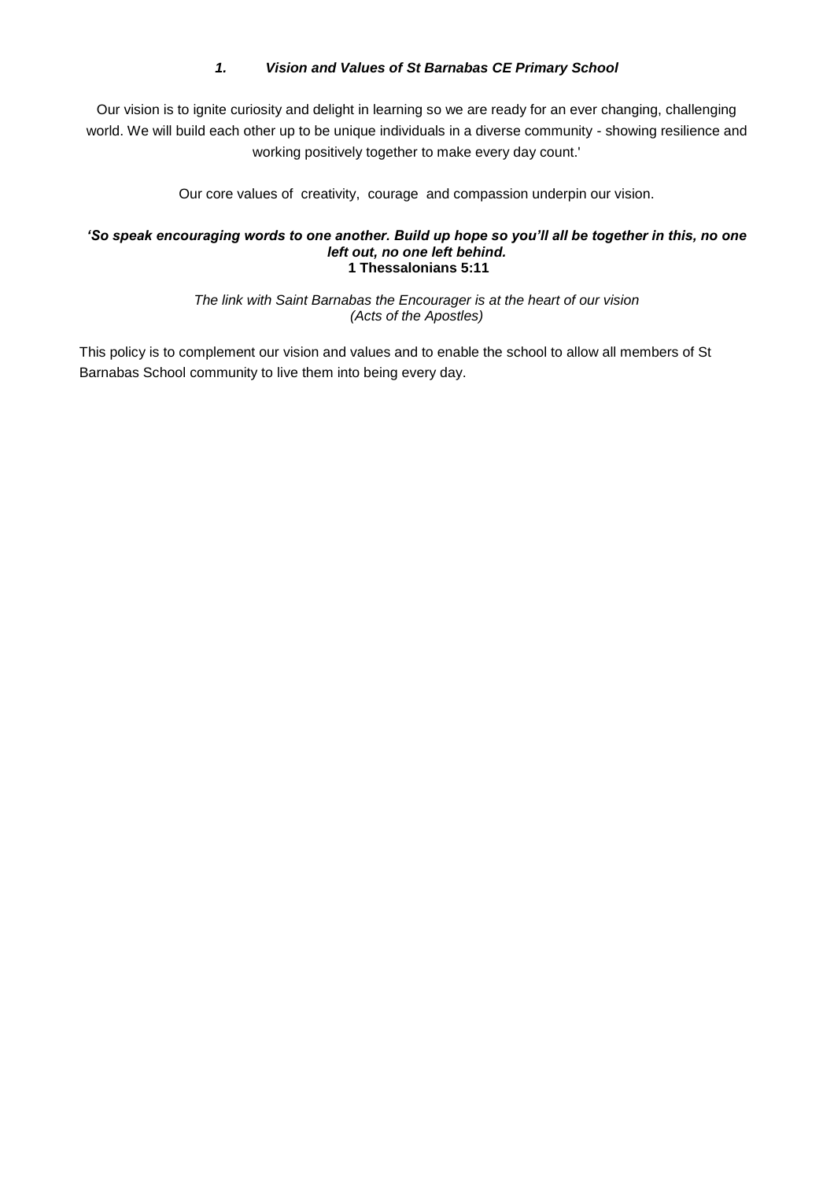## *1. Vision and Values of St Barnabas CE Primary School*

Our vision is to ignite curiosity and delight in learning so we are ready for an ever changing, challenging world. We will build each other up to be unique individuals in a diverse community - showing resilience and working positively together to make every day count.'

Our core values of creativity, courage and compassion underpin our vision.

***'So speak encouraging words to one another. Build up hope so you'll all be together in this, no one left out, no one left behind.***
**1 Thessalonians 5:11**

*The link with Saint Barnabas the Encourager is at the heart of our vision (Acts of the Apostles)*

This policy is to complement our vision and values and to enable the school to allow all members of St Barnabas School community to live them into being every day.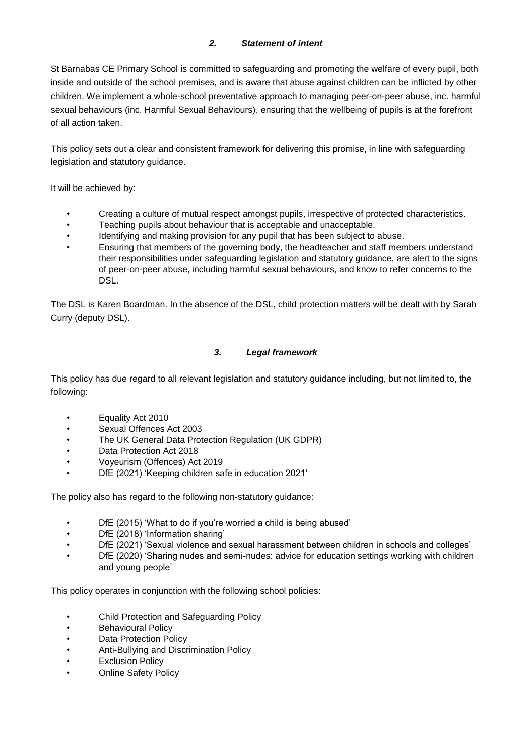## *2. Statement of intent*

St Barnabas CE Primary School is committed to safeguarding and promoting the welfare of every pupil, both inside and outside of the school premises, and is aware that abuse against children can be inflicted by other children. We implement a whole-school preventative approach to managing peer-on-peer abuse, inc. harmful sexual behaviours (inc. Harmful Sexual Behaviours), ensuring that the wellbeing of pupils is at the forefront of all action taken.

This policy sets out a clear and consistent framework for delivering this promise, in line with safeguarding legislation and statutory guidance.

It will be achieved by:

- Creating a culture of mutual respect amongst pupils, irrespective of protected characteristics.
- Teaching pupils about behaviour that is acceptable and unacceptable.
- Identifying and making provision for any pupil that has been subject to abuse.
- Ensuring that members of the governing body, the headteacher and staff members understand their responsibilities under safeguarding legislation and statutory guidance, are alert to the signs of peer-on-peer abuse, including harmful sexual behaviours, and know to refer concerns to the DSL.

The DSL is Karen Boardman. In the absence of the DSL, child protection matters will be dealt with by Sarah Curry (deputy DSL).

## *3. Legal framework*

This policy has due regard to all relevant legislation and statutory guidance including, but not limited to, the following:

- Equality Act 2010
- Sexual Offences Act 2003
- The UK General Data Protection Regulation (UK GDPR)
- Data Protection Act 2018
- Voyeurism (Offences) Act 2019
- DfE (2021) 'Keeping children safe in education 2021'

The policy also has regard to the following non-statutory guidance:

- DfE (2015) 'What to do if you're worried a child is being abused'
- DfE (2018) 'Information sharing'
- DfE (2021) 'Sexual violence and sexual harassment between children in schools and colleges'
- DfE (2020) 'Sharing nudes and semi-nudes: advice for education settings working with children and young people'

This policy operates in conjunction with the following school policies:

- Child Protection and Safeguarding Policy
- Behavioural Policy
- Data Protection Policy
- Anti-Bullying and Discrimination Policy
- Exclusion Policy
- Online Safety Policy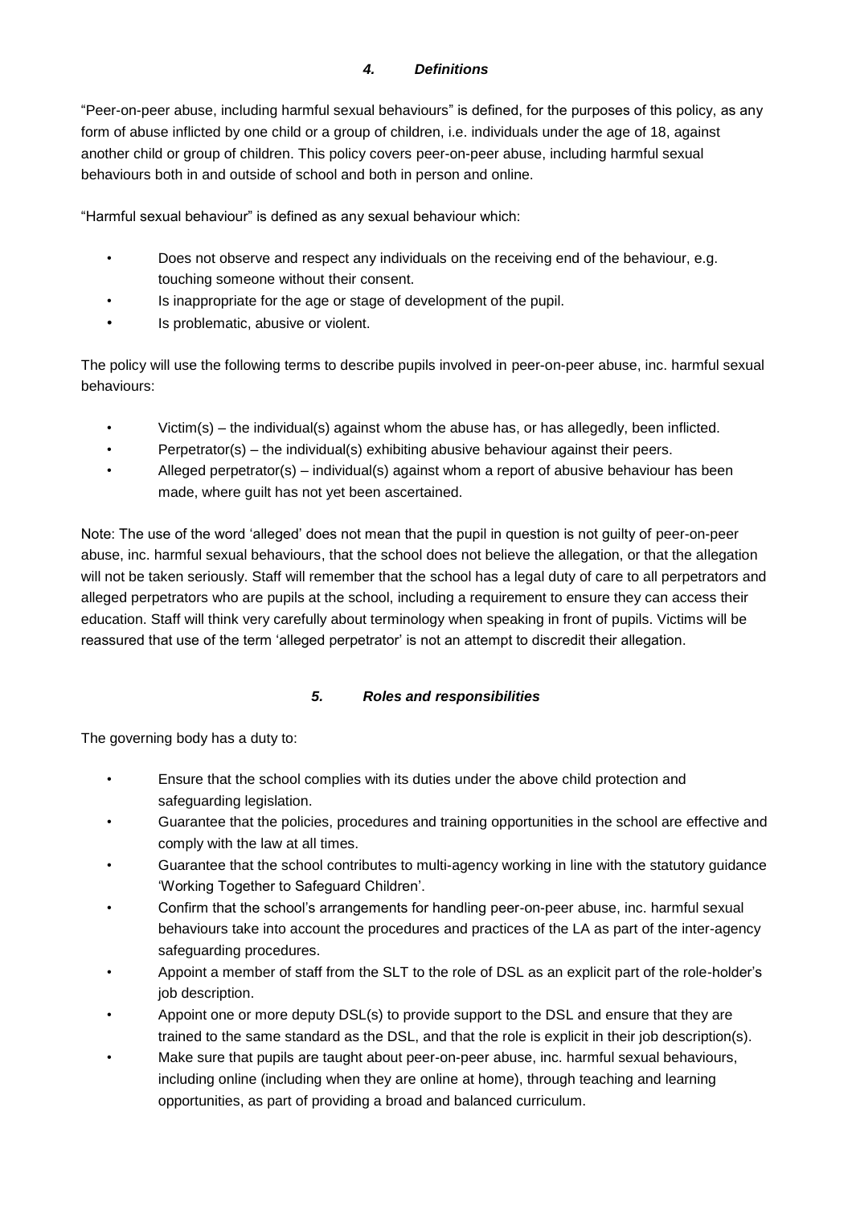### *4. Definitions*

"Peer-on-peer abuse, including harmful sexual behaviours" is defined, for the purposes of this policy, as any form of abuse inflicted by one child or a group of children, i.e. individuals under the age of 18, against another child or group of children. This policy covers peer-on-peer abuse, including harmful sexual behaviours both in and outside of school and both in person and online.

"Harmful sexual behaviour" is defined as any sexual behaviour which:

- Does not observe and respect any individuals on the receiving end of the behaviour, e.g. touching someone without their consent.
- Is inappropriate for the age or stage of development of the pupil.
- Is problematic, abusive or violent.

The policy will use the following terms to describe pupils involved in peer-on-peer abuse, inc. harmful sexual behaviours:

- Victim(s) – the individual(s) against whom the abuse has, or has allegedly, been inflicted.
- Perpetrator(s) – the individual(s) exhibiting abusive behaviour against their peers.
- Alleged perpetrator(s) – individual(s) against whom a report of abusive behaviour has been made, where guilt has not yet been ascertained.

Note: The use of the word 'alleged' does not mean that the pupil in question is not guilty of peer-on-peer abuse, inc. harmful sexual behaviours, that the school does not believe the allegation, or that the allegation will not be taken seriously. Staff will remember that the school has a legal duty of care to all perpetrators and alleged perpetrators who are pupils at the school, including a requirement to ensure they can access their education. Staff will think very carefully about terminology when speaking in front of pupils. Victims will be reassured that use of the term 'alleged perpetrator' is not an attempt to discredit their allegation.

### *5. Roles and responsibilities*

The governing body has a duty to:

- Ensure that the school complies with its duties under the above child protection and safeguarding legislation.
- Guarantee that the policies, procedures and training opportunities in the school are effective and comply with the law at all times.
- Guarantee that the school contributes to multi-agency working in line with the statutory guidance 'Working Together to Safeguard Children'.
- Confirm that the school's arrangements for handling peer-on-peer abuse, inc. harmful sexual behaviours take into account the procedures and practices of the LA as part of the inter-agency safeguarding procedures.
- Appoint a member of staff from the SLT to the role of DSL as an explicit part of the role-holder's job description.
- Appoint one or more deputy DSL(s) to provide support to the DSL and ensure that they are trained to the same standard as the DSL, and that the role is explicit in their job description(s).
- Make sure that pupils are taught about peer-on-peer abuse, inc. harmful sexual behaviours, including online (including when they are online at home), through teaching and learning opportunities, as part of providing a broad and balanced curriculum.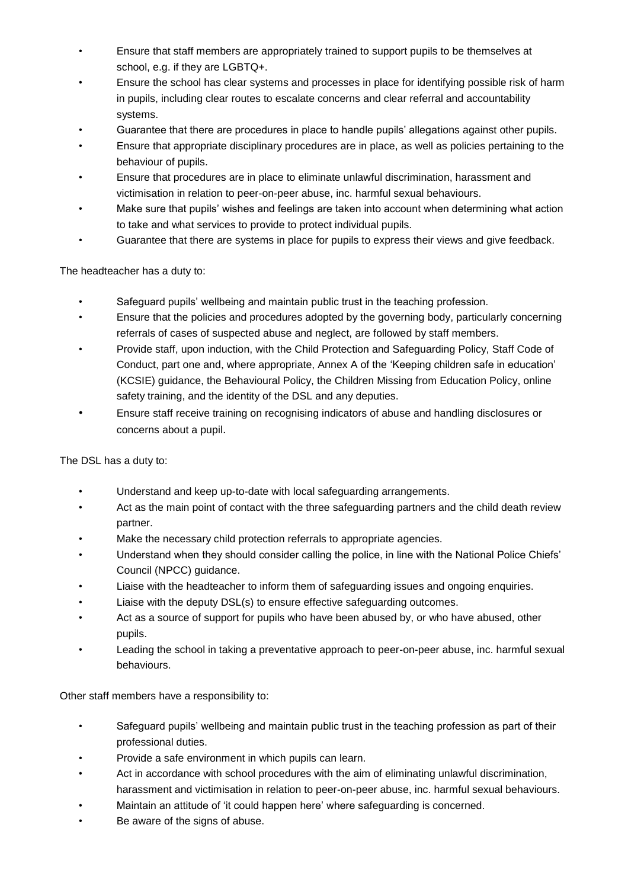- Ensure that staff members are appropriately trained to support pupils to be themselves at school, e.g. if they are LGBTQ+.
- Ensure the school has clear systems and processes in place for identifying possible risk of harm in pupils, including clear routes to escalate concerns and clear referral and accountability systems.
- Guarantee that there are procedures in place to handle pupils' allegations against other pupils.
- Ensure that appropriate disciplinary procedures are in place, as well as policies pertaining to the behaviour of pupils.
- Ensure that procedures are in place to eliminate unlawful discrimination, harassment and victimisation in relation to peer-on-peer abuse, inc. harmful sexual behaviours.
- Make sure that pupils' wishes and feelings are taken into account when determining what action to take and what services to provide to protect individual pupils.
- Guarantee that there are systems in place for pupils to express their views and give feedback.

The headteacher has a duty to:

- Safeguard pupils' wellbeing and maintain public trust in the teaching profession.
- Ensure that the policies and procedures adopted by the governing body, particularly concerning referrals of cases of suspected abuse and neglect, are followed by staff members.
- Provide staff, upon induction, with the Child Protection and Safeguarding Policy, Staff Code of Conduct, part one and, where appropriate, Annex A of the 'Keeping children safe in education' (KCSIE) guidance, the Behavioural Policy, the Children Missing from Education Policy, online safety training, and the identity of the DSL and any deputies.
- Ensure staff receive training on recognising indicators of abuse and handling disclosures or concerns about a pupil.

The DSL has a duty to:

- Understand and keep up-to-date with local safeguarding arrangements.
- Act as the main point of contact with the three safeguarding partners and the child death review partner.
- Make the necessary child protection referrals to appropriate agencies.
- Understand when they should consider calling the police, in line with the National Police Chiefs' Council (NPCC) guidance.
- Liaise with the headteacher to inform them of safeguarding issues and ongoing enquiries.
- Liaise with the deputy DSL(s) to ensure effective safeguarding outcomes.
- Act as a source of support for pupils who have been abused by, or who have abused, other pupils.
- Leading the school in taking a preventative approach to peer-on-peer abuse, inc. harmful sexual behaviours.

Other staff members have a responsibility to:

- Safeguard pupils' wellbeing and maintain public trust in the teaching profession as part of their professional duties.
- Provide a safe environment in which pupils can learn.
- Act in accordance with school procedures with the aim of eliminating unlawful discrimination, harassment and victimisation in relation to peer-on-peer abuse, inc. harmful sexual behaviours.
- Maintain an attitude of 'it could happen here' where safeguarding is concerned.
- Be aware of the signs of abuse.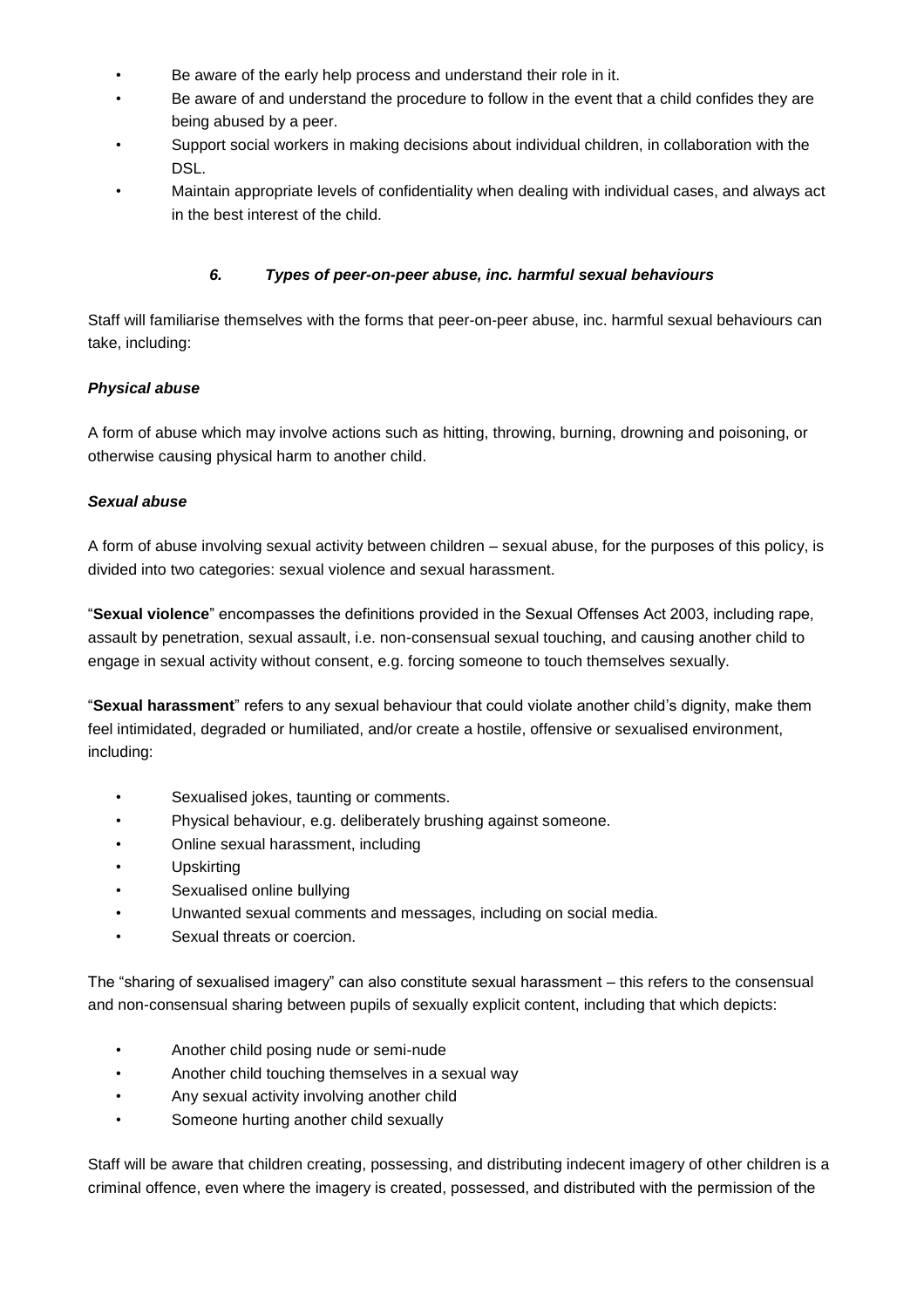- Be aware of the early help process and understand their role in it.
- Be aware of and understand the procedure to follow in the event that a child confides they are being abused by a peer.
- Support social workers in making decisions about individual children, in collaboration with the DSL.
- Maintain appropriate levels of confidentiality when dealing with individual cases, and always act in the best interest of the child.

### *6. Types of peer-on-peer abuse, inc. harmful sexual behaviours*

Staff will familiarise themselves with the forms that peer-on-peer abuse, inc. harmful sexual behaviours can take, including:

***Physical abuse***

A form of abuse which may involve actions such as hitting, throwing, burning, drowning and poisoning, or otherwise causing physical harm to another child.

***Sexual abuse***

A form of abuse involving sexual activity between children – sexual abuse, for the purposes of this policy, is divided into two categories: sexual violence and sexual harassment.

"**Sexual violence**" encompasses the definitions provided in the Sexual Offenses Act 2003, including rape, assault by penetration, sexual assault, i.e. non-consensual sexual touching, and causing another child to engage in sexual activity without consent, e.g. forcing someone to touch themselves sexually.

"**Sexual harassment**" refers to any sexual behaviour that could violate another child's dignity, make them feel intimidated, degraded or humiliated, and/or create a hostile, offensive or sexualised environment, including:

- Sexualised jokes, taunting or comments.
- Physical behaviour, e.g. deliberately brushing against someone.
- Online sexual harassment, including
- Upskirting
- Sexualised online bullying
- Unwanted sexual comments and messages, including on social media.
- Sexual threats or coercion.

The "sharing of sexualised imagery" can also constitute sexual harassment – this refers to the consensual and non-consensual sharing between pupils of sexually explicit content, including that which depicts:

- Another child posing nude or semi-nude
- Another child touching themselves in a sexual way
- Any sexual activity involving another child
- Someone hurting another child sexually

Staff will be aware that children creating, possessing, and distributing indecent imagery of other children is a criminal offence, even where the imagery is created, possessed, and distributed with the permission of the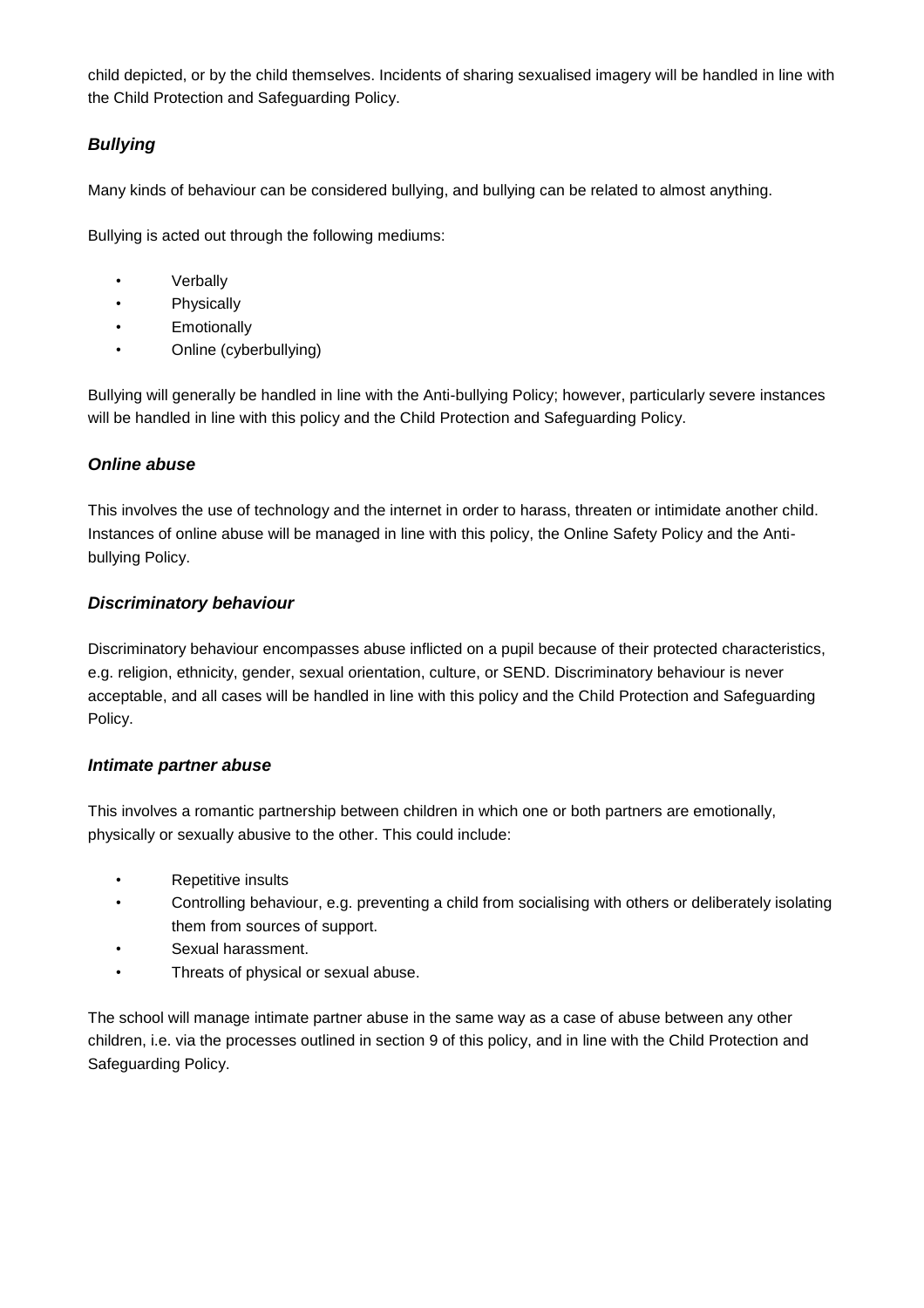child depicted, or by the child themselves. Incidents of sharing sexualised imagery will be handled in line with the Child Protection and Safeguarding Policy.

### *Bullying*

Many kinds of behaviour can be considered bullying, and bullying can be related to almost anything.

Bullying is acted out through the following mediums:

- Verbally
- Physically
- Emotionally
- Online (cyberbullying)

Bullying will generally be handled in line with the Anti-bullying Policy; however, particularly severe instances will be handled in line with this policy and the Child Protection and Safeguarding Policy.

### *Online abuse*

This involves the use of technology and the internet in order to harass, threaten or intimidate another child. Instances of online abuse will be managed in line with this policy, the Online Safety Policy and the Anti-bullying Policy.

### *Discriminatory behaviour*

Discriminatory behaviour encompasses abuse inflicted on a pupil because of their protected characteristics, e.g. religion, ethnicity, gender, sexual orientation, culture, or SEND. Discriminatory behaviour is never acceptable, and all cases will be handled in line with this policy and the Child Protection and Safeguarding Policy.

### *Intimate partner abuse*

This involves a romantic partnership between children in which one or both partners are emotionally, physically or sexually abusive to the other. This could include:

- Repetitive insults
- Controlling behaviour, e.g. preventing a child from socialising with others or deliberately isolating them from sources of support.
- Sexual harassment.
- Threats of physical or sexual abuse.

The school will manage intimate partner abuse in the same way as a case of abuse between any other children, i.e. via the processes outlined in section 9 of this policy, and in line with the Child Protection and Safeguarding Policy.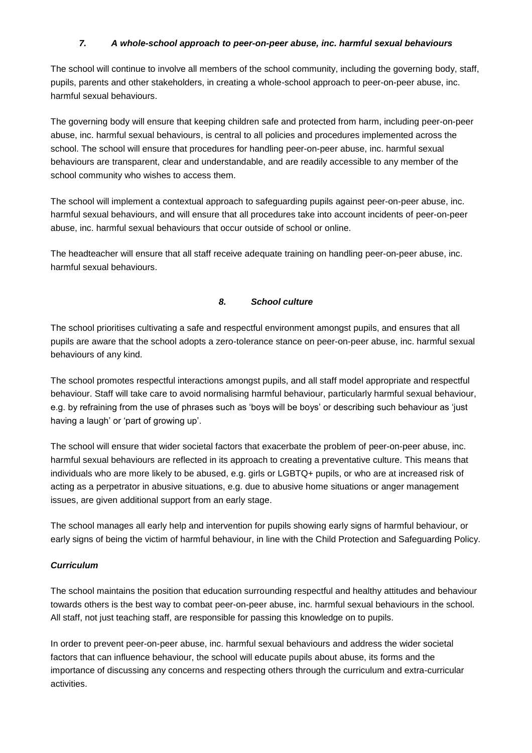## *7. A whole-school approach to peer-on-peer abuse, inc. harmful sexual behaviours*

The school will continue to involve all members of the school community, including the governing body, staff, pupils, parents and other stakeholders, in creating a whole-school approach to peer-on-peer abuse, inc. harmful sexual behaviours.

The governing body will ensure that keeping children safe and protected from harm, including peer-on-peer abuse, inc. harmful sexual behaviours, is central to all policies and procedures implemented across the school. The school will ensure that procedures for handling peer-on-peer abuse, inc. harmful sexual behaviours are transparent, clear and understandable, and are readily accessible to any member of the school community who wishes to access them.

The school will implement a contextual approach to safeguarding pupils against peer-on-peer abuse, inc. harmful sexual behaviours, and will ensure that all procedures take into account incidents of peer-on-peer abuse, inc. harmful sexual behaviours that occur outside of school or online.

The headteacher will ensure that all staff receive adequate training on handling peer-on-peer abuse, inc. harmful sexual behaviours.

## *8. School culture*

The school prioritises cultivating a safe and respectful environment amongst pupils, and ensures that all pupils are aware that the school adopts a zero-tolerance stance on peer-on-peer abuse, inc. harmful sexual behaviours of any kind.

The school promotes respectful interactions amongst pupils, and all staff model appropriate and respectful behaviour. Staff will take care to avoid normalising harmful behaviour, particularly harmful sexual behaviour, e.g. by refraining from the use of phrases such as 'boys will be boys' or describing such behaviour as 'just having a laugh' or 'part of growing up'.

The school will ensure that wider societal factors that exacerbate the problem of peer-on-peer abuse, inc. harmful sexual behaviours are reflected in its approach to creating a preventative culture. This means that individuals who are more likely to be abused, e.g. girls or LGBTQ+ pupils, or who are at increased risk of acting as a perpetrator in abusive situations, e.g. due to abusive home situations or anger management issues, are given additional support from an early stage.

The school manages all early help and intervention for pupils showing early signs of harmful behaviour, or early signs of being the victim of harmful behaviour, in line with the Child Protection and Safeguarding Policy.

### *Curriculum*

The school maintains the position that education surrounding respectful and healthy attitudes and behaviour towards others is the best way to combat peer-on-peer abuse, inc. harmful sexual behaviours in the school. All staff, not just teaching staff, are responsible for passing this knowledge on to pupils.

In order to prevent peer-on-peer abuse, inc. harmful sexual behaviours and address the wider societal factors that can influence behaviour, the school will educate pupils about abuse, its forms and the importance of discussing any concerns and respecting others through the curriculum and extra-curricular activities.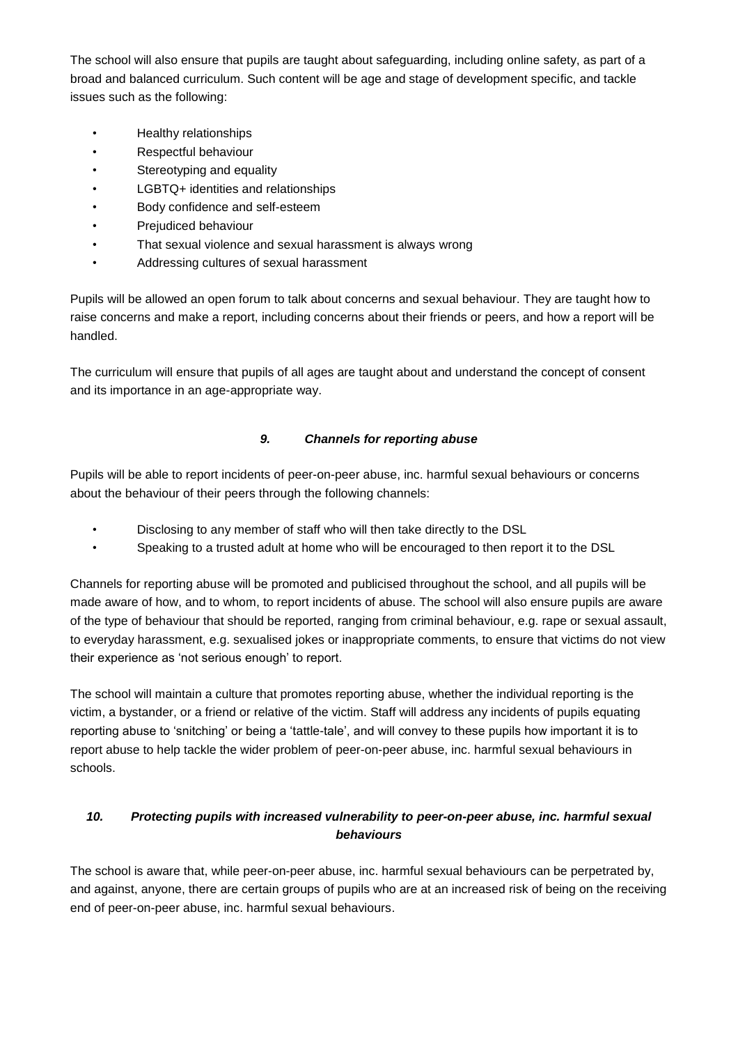The school will also ensure that pupils are taught about safeguarding, including online safety, as part of a broad and balanced curriculum. Such content will be age and stage of development specific, and tackle issues such as the following:

- Healthy relationships
- Respectful behaviour
- Stereotyping and equality
- LGBTQ+ identities and relationships
- Body confidence and self-esteem
- Prejudiced behaviour
- That sexual violence and sexual harassment is always wrong
- Addressing cultures of sexual harassment

Pupils will be allowed an open forum to talk about concerns and sexual behaviour. They are taught how to raise concerns and make a report, including concerns about their friends or peers, and how a report will be handled.

The curriculum will ensure that pupils of all ages are taught about and understand the concept of consent and its importance in an age-appropriate way.

### *9. Channels for reporting abuse*

Pupils will be able to report incidents of peer-on-peer abuse, inc. harmful sexual behaviours or concerns about the behaviour of their peers through the following channels:

- Disclosing to any member of staff who will then take directly to the DSL
- Speaking to a trusted adult at home who will be encouraged to then report it to the DSL

Channels for reporting abuse will be promoted and publicised throughout the school, and all pupils will be made aware of how, and to whom, to report incidents of abuse. The school will also ensure pupils are aware of the type of behaviour that should be reported, ranging from criminal behaviour, e.g. rape or sexual assault, to everyday harassment, e.g. sexualised jokes or inappropriate comments, to ensure that victims do not view their experience as 'not serious enough' to report.

The school will maintain a culture that promotes reporting abuse, whether the individual reporting is the victim, a bystander, or a friend or relative of the victim. Staff will address any incidents of pupils equating reporting abuse to 'snitching' or being a 'tattle-tale', and will convey to these pupils how important it is to report abuse to help tackle the wider problem of peer-on-peer abuse, inc. harmful sexual behaviours in schools.

### *10. Protecting pupils with increased vulnerability to peer-on-peer abuse, inc. harmful sexual behaviours*

The school is aware that, while peer-on-peer abuse, inc. harmful sexual behaviours can be perpetrated by, and against, anyone, there are certain groups of pupils who are at an increased risk of being on the receiving end of peer-on-peer abuse, inc. harmful sexual behaviours.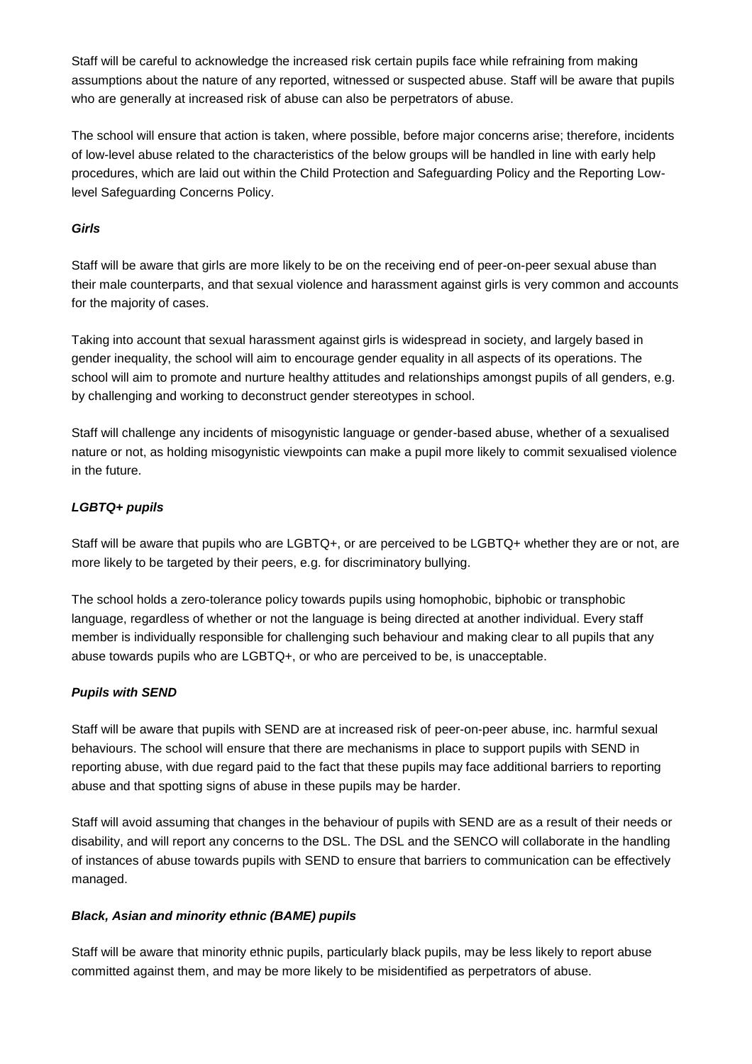Staff will be careful to acknowledge the increased risk certain pupils face while refraining from making assumptions about the nature of any reported, witnessed or suspected abuse. Staff will be aware that pupils who are generally at increased risk of abuse can also be perpetrators of abuse.

The school will ensure that action is taken, where possible, before major concerns arise; therefore, incidents of low-level abuse related to the characteristics of the below groups will be handled in line with early help procedures, which are laid out within the Child Protection and Safeguarding Policy and the Reporting Low-level Safeguarding Concerns Policy.

***Girls***

Staff will be aware that girls are more likely to be on the receiving end of peer-on-peer sexual abuse than their male counterparts, and that sexual violence and harassment against girls is very common and accounts for the majority of cases.

Taking into account that sexual harassment against girls is widespread in society, and largely based in gender inequality, the school will aim to encourage gender equality in all aspects of its operations. The school will aim to promote and nurture healthy attitudes and relationships amongst pupils of all genders, e.g. by challenging and working to deconstruct gender stereotypes in school.

Staff will challenge any incidents of misogynistic language or gender-based abuse, whether of a sexualised nature or not, as holding misogynistic viewpoints can make a pupil more likely to commit sexualised violence in the future.

***LGBTQ+ pupils***

Staff will be aware that pupils who are LGBTQ+, or are perceived to be LGBTQ+ whether they are or not, are more likely to be targeted by their peers, e.g. for discriminatory bullying.

The school holds a zero-tolerance policy towards pupils using homophobic, biphobic or transphobic language, regardless of whether or not the language is being directed at another individual. Every staff member is individually responsible for challenging such behaviour and making clear to all pupils that any abuse towards pupils who are LGBTQ+, or who are perceived to be, is unacceptable.

***Pupils with SEND***

Staff will be aware that pupils with SEND are at increased risk of peer-on-peer abuse, inc. harmful sexual behaviours. The school will ensure that there are mechanisms in place to support pupils with SEND in reporting abuse, with due regard paid to the fact that these pupils may face additional barriers to reporting abuse and that spotting signs of abuse in these pupils may be harder.

Staff will avoid assuming that changes in the behaviour of pupils with SEND are as a result of their needs or disability, and will report any concerns to the DSL. The DSL and the SENCO will collaborate in the handling of instances of abuse towards pupils with SEND to ensure that barriers to communication can be effectively managed.

***Black, Asian and minority ethnic (BAME) pupils***

Staff will be aware that minority ethnic pupils, particularly black pupils, may be less likely to report abuse committed against them, and may be more likely to be misidentified as perpetrators of abuse.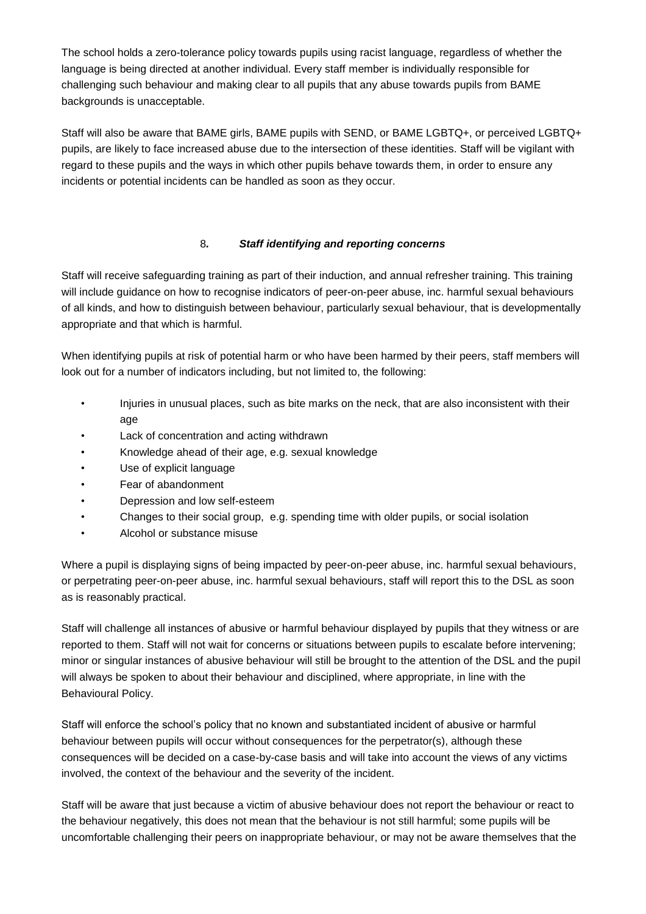The school holds a zero-tolerance policy towards pupils using racist language, regardless of whether the language is being directed at another individual. Every staff member is individually responsible for challenging such behaviour and making clear to all pupils that any abuse towards pupils from BAME backgrounds is unacceptable.

Staff will also be aware that BAME girls, BAME pupils with SEND, or BAME LGBTQ+, or perceived LGBTQ+ pupils, are likely to face increased abuse due to the intersection of these identities. Staff will be vigilant with regard to these pupils and the ways in which other pupils behave towards them, in order to ensure any incidents or potential incidents can be handled as soon as they occur.

## 8. *Staff identifying and reporting concerns*

Staff will receive safeguarding training as part of their induction, and annual refresher training. This training will include guidance on how to recognise indicators of peer-on-peer abuse, inc. harmful sexual behaviours of all kinds, and how to distinguish between behaviour, particularly sexual behaviour, that is developmentally appropriate and that which is harmful.

When identifying pupils at risk of potential harm or who have been harmed by their peers, staff members will look out for a number of indicators including, but not limited to, the following:

- Injuries in unusual places, such as bite marks on the neck, that are also inconsistent with their age
- Lack of concentration and acting withdrawn
- Knowledge ahead of their age, e.g. sexual knowledge
- Use of explicit language
- Fear of abandonment
- Depression and low self-esteem
- Changes to their social group, e.g. spending time with older pupils, or social isolation
- Alcohol or substance misuse

Where a pupil is displaying signs of being impacted by peer-on-peer abuse, inc. harmful sexual behaviours, or perpetrating peer-on-peer abuse, inc. harmful sexual behaviours, staff will report this to the DSL as soon as is reasonably practical.

Staff will challenge all instances of abusive or harmful behaviour displayed by pupils that they witness or are reported to them. Staff will not wait for concerns or situations between pupils to escalate before intervening; minor or singular instances of abusive behaviour will still be brought to the attention of the DSL and the pupil will always be spoken to about their behaviour and disciplined, where appropriate, in line with the Behavioural Policy.

Staff will enforce the school's policy that no known and substantiated incident of abusive or harmful behaviour between pupils will occur without consequences for the perpetrator(s), although these consequences will be decided on a case-by-case basis and will take into account the views of any victims involved, the context of the behaviour and the severity of the incident.

Staff will be aware that just because a victim of abusive behaviour does not report the behaviour or react to the behaviour negatively, this does not mean that the behaviour is not still harmful; some pupils will be uncomfortable challenging their peers on inappropriate behaviour, or may not be aware themselves that the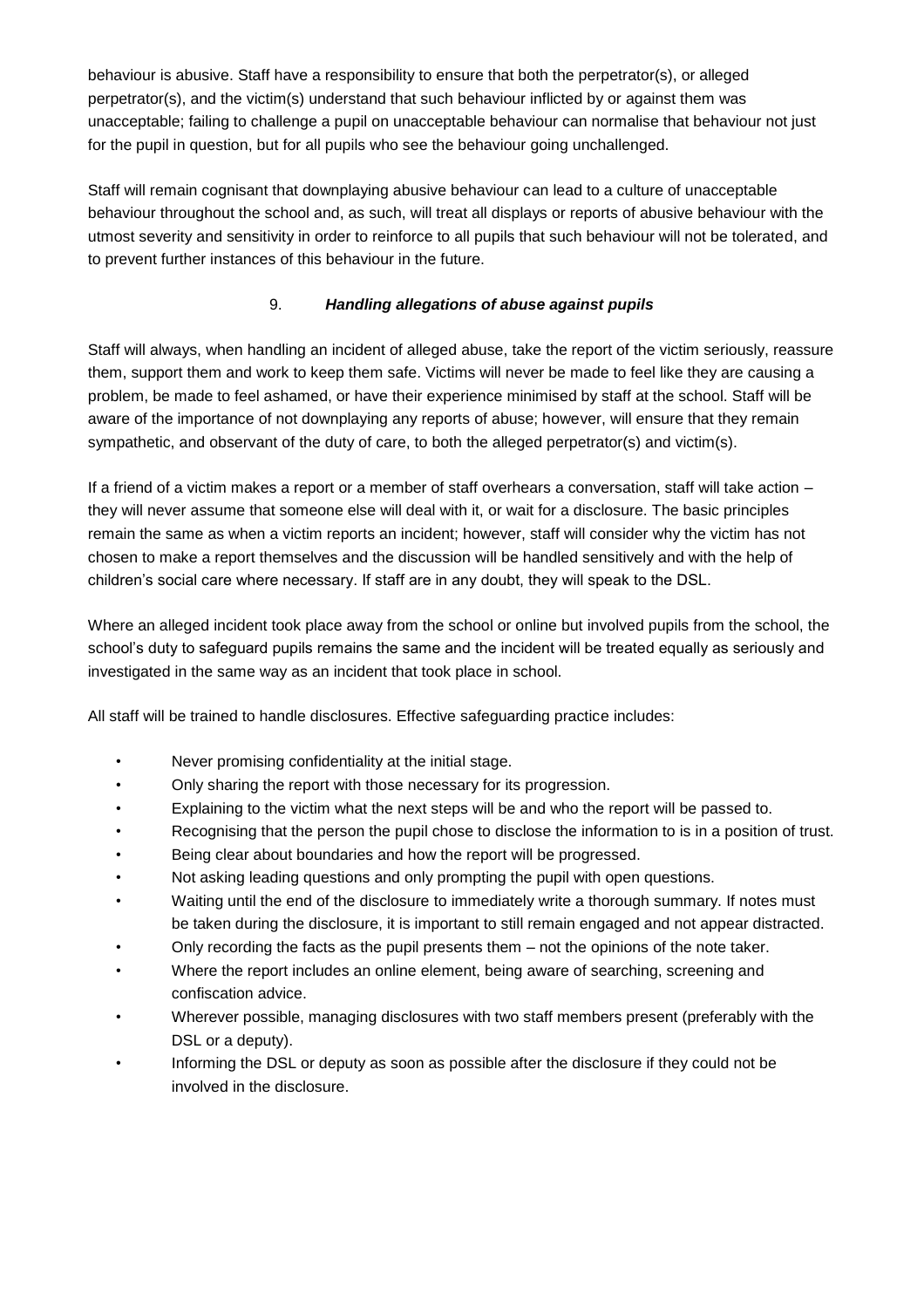behaviour is abusive. Staff have a responsibility to ensure that both the perpetrator(s), or alleged perpetrator(s), and the victim(s) understand that such behaviour inflicted by or against them was unacceptable; failing to challenge a pupil on unacceptable behaviour can normalise that behaviour not just for the pupil in question, but for all pupils who see the behaviour going unchallenged.

Staff will remain cognisant that downplaying abusive behaviour can lead to a culture of unacceptable behaviour throughout the school and, as such, will treat all displays or reports of abusive behaviour with the utmost severity and sensitivity in order to reinforce to all pupils that such behaviour will not be tolerated, and to prevent further instances of this behaviour in the future.

## 9. ***Handling allegations of abuse against pupils***

Staff will always, when handling an incident of alleged abuse, take the report of the victim seriously, reassure them, support them and work to keep them safe. Victims will never be made to feel like they are causing a problem, be made to feel ashamed, or have their experience minimised by staff at the school. Staff will be aware of the importance of not downplaying any reports of abuse; however, will ensure that they remain sympathetic, and observant of the duty of care, to both the alleged perpetrator(s) and victim(s).

If a friend of a victim makes a report or a member of staff overhears a conversation, staff will take action – they will never assume that someone else will deal with it, or wait for a disclosure. The basic principles remain the same as when a victim reports an incident; however, staff will consider why the victim has not chosen to make a report themselves and the discussion will be handled sensitively and with the help of children's social care where necessary. If staff are in any doubt, they will speak to the DSL.

Where an alleged incident took place away from the school or online but involved pupils from the school, the school's duty to safeguard pupils remains the same and the incident will be treated equally as seriously and investigated in the same way as an incident that took place in school.

All staff will be trained to handle disclosures. Effective safeguarding practice includes:

- Never promising confidentiality at the initial stage.
- Only sharing the report with those necessary for its progression.
- Explaining to the victim what the next steps will be and who the report will be passed to.
- Recognising that the person the pupil chose to disclose the information to is in a position of trust.
- Being clear about boundaries and how the report will be progressed.
- Not asking leading questions and only prompting the pupil with open questions.
- Waiting until the end of the disclosure to immediately write a thorough summary. If notes must be taken during the disclosure, it is important to still remain engaged and not appear distracted.
- Only recording the facts as the pupil presents them – not the opinions of the note taker.
- Where the report includes an online element, being aware of searching, screening and confiscation advice.
- Wherever possible, managing disclosures with two staff members present (preferably with the DSL or a deputy).
- Informing the DSL or deputy as soon as possible after the disclosure if they could not be involved in the disclosure.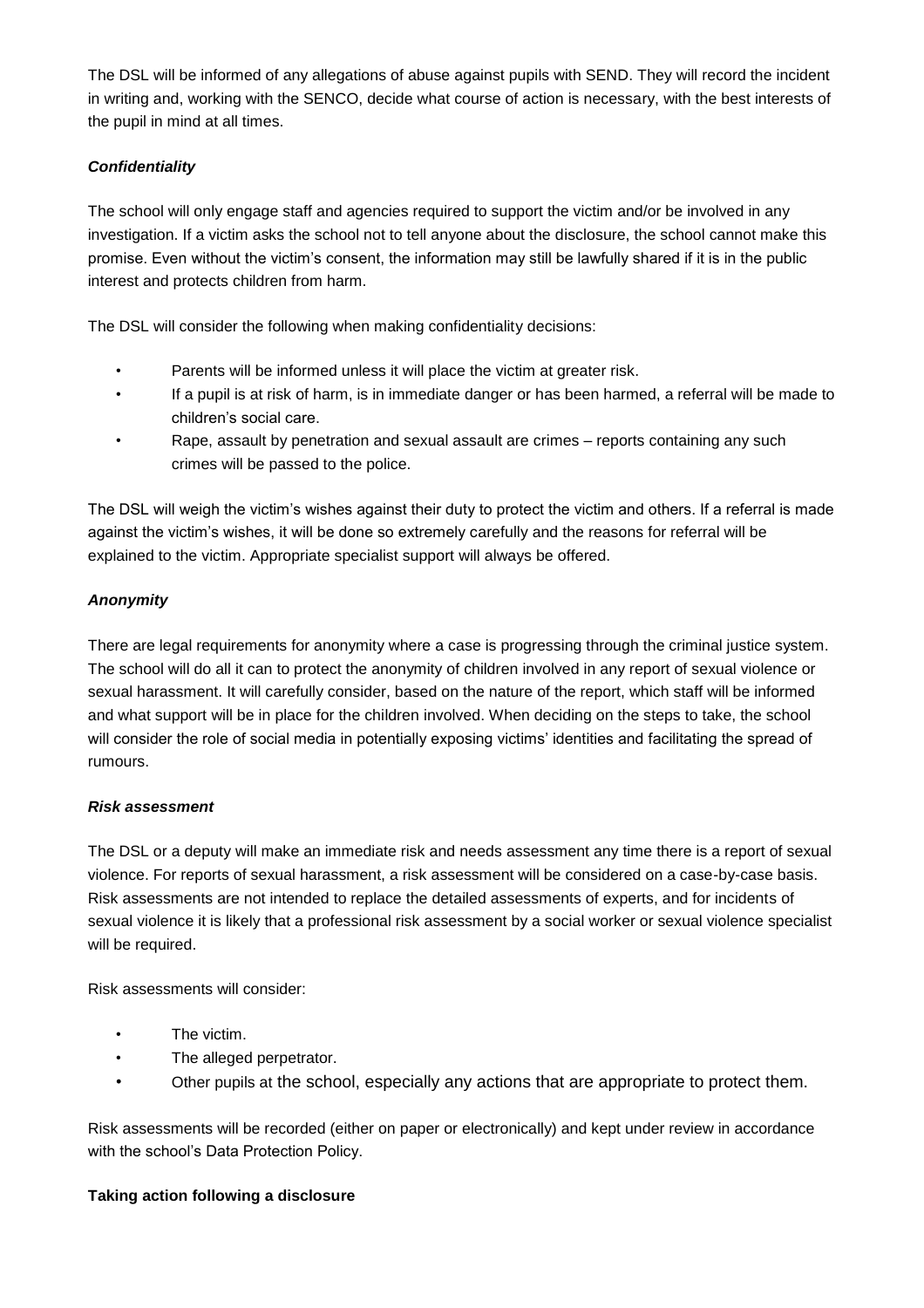The DSL will be informed of any allegations of abuse against pupils with SEND. They will record the incident in writing and, working with the SENCO, decide what course of action is necessary, with the best interests of the pupil in mind at all times.

***Confidentiality***

The school will only engage staff and agencies required to support the victim and/or be involved in any investigation. If a victim asks the school not to tell anyone about the disclosure, the school cannot make this promise. Even without the victim's consent, the information may still be lawfully shared if it is in the public interest and protects children from harm.

The DSL will consider the following when making confidentiality decisions:

- Parents will be informed unless it will place the victim at greater risk.
- If a pupil is at risk of harm, is in immediate danger or has been harmed, a referral will be made to children's social care.
- Rape, assault by penetration and sexual assault are crimes – reports containing any such crimes will be passed to the police.

The DSL will weigh the victim's wishes against their duty to protect the victim and others. If a referral is made against the victim's wishes, it will be done so extremely carefully and the reasons for referral will be explained to the victim. Appropriate specialist support will always be offered.

***Anonymity***

There are legal requirements for anonymity where a case is progressing through the criminal justice system. The school will do all it can to protect the anonymity of children involved in any report of sexual violence or sexual harassment. It will carefully consider, based on the nature of the report, which staff will be informed and what support will be in place for the children involved. When deciding on the steps to take, the school will consider the role of social media in potentially exposing victims' identities and facilitating the spread of rumours.

***Risk assessment***

The DSL or a deputy will make an immediate risk and needs assessment any time there is a report of sexual violence. For reports of sexual harassment, a risk assessment will be considered on a case-by-case basis. Risk assessments are not intended to replace the detailed assessments of experts, and for incidents of sexual violence it is likely that a professional risk assessment by a social worker or sexual violence specialist will be required.

Risk assessments will consider:

- The victim.
- The alleged perpetrator.
- Other pupils at the school, especially any actions that are appropriate to protect them.

Risk assessments will be recorded (either on paper or electronically) and kept under review in accordance with the school's Data Protection Policy.

**Taking action following a disclosure**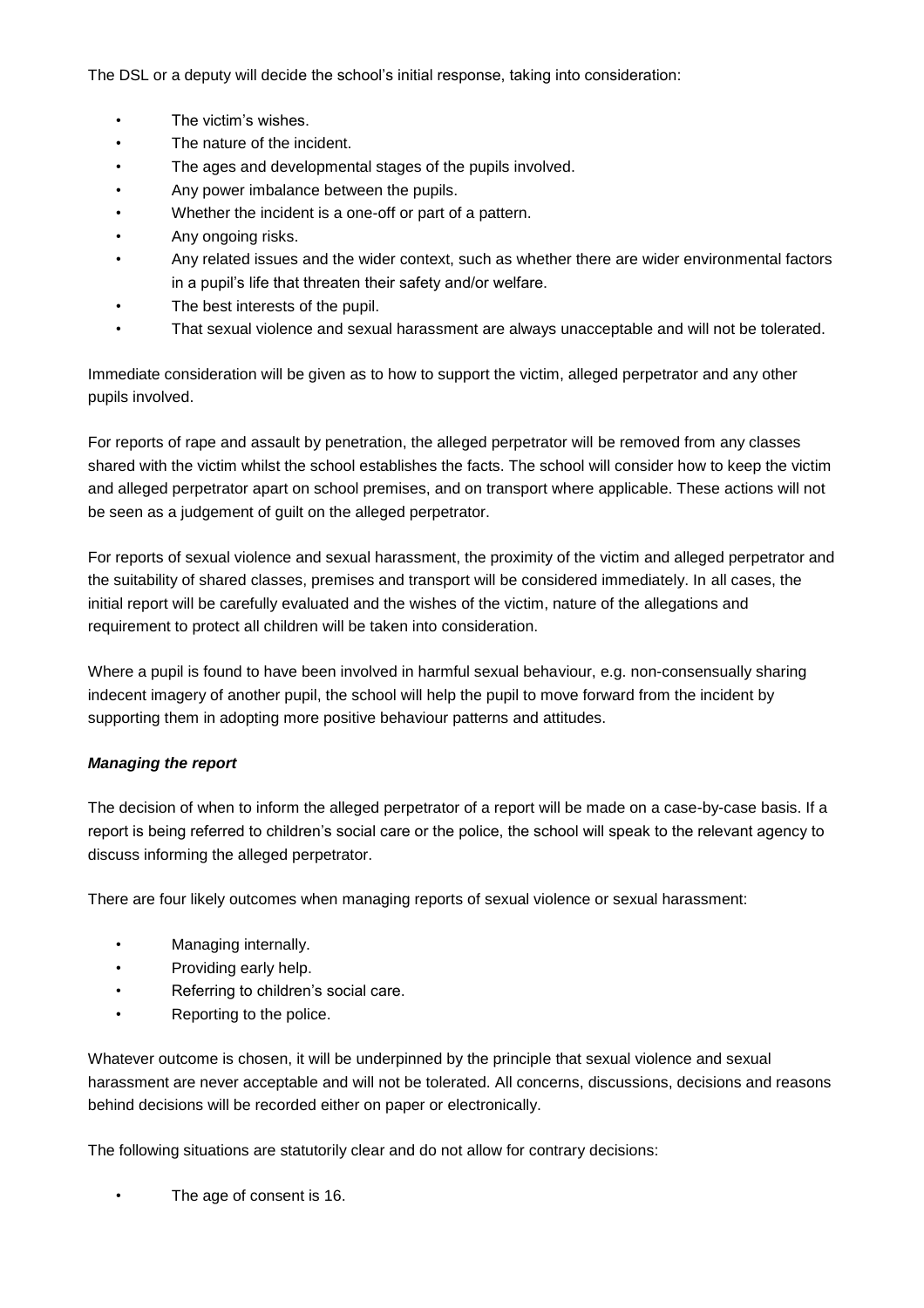The DSL or a deputy will decide the school's initial response, taking into consideration:

- The victim's wishes.
- The nature of the incident.
- The ages and developmental stages of the pupils involved.
- Any power imbalance between the pupils.
- Whether the incident is a one-off or part of a pattern.
- Any ongoing risks.
- Any related issues and the wider context, such as whether there are wider environmental factors in a pupil's life that threaten their safety and/or welfare.
- The best interests of the pupil.
- That sexual violence and sexual harassment are always unacceptable and will not be tolerated.

Immediate consideration will be given as to how to support the victim, alleged perpetrator and any other pupils involved.

For reports of rape and assault by penetration, the alleged perpetrator will be removed from any classes shared with the victim whilst the school establishes the facts. The school will consider how to keep the victim and alleged perpetrator apart on school premises, and on transport where applicable. These actions will not be seen as a judgement of guilt on the alleged perpetrator.

For reports of sexual violence and sexual harassment, the proximity of the victim and alleged perpetrator and the suitability of shared classes, premises and transport will be considered immediately. In all cases, the initial report will be carefully evaluated and the wishes of the victim, nature of the allegations and requirement to protect all children will be taken into consideration.

Where a pupil is found to have been involved in harmful sexual behaviour, e.g. non-consensually sharing indecent imagery of another pupil, the school will help the pupil to move forward from the incident by supporting them in adopting more positive behaviour patterns and attitudes.

***Managing the report***

The decision of when to inform the alleged perpetrator of a report will be made on a case-by-case basis. If a report is being referred to children's social care or the police, the school will speak to the relevant agency to discuss informing the alleged perpetrator.

There are four likely outcomes when managing reports of sexual violence or sexual harassment:

- Managing internally.
- Providing early help.
- Referring to children's social care.
- Reporting to the police.

Whatever outcome is chosen, it will be underpinned by the principle that sexual violence and sexual harassment are never acceptable and will not be tolerated. All concerns, discussions, decisions and reasons behind decisions will be recorded either on paper or electronically.

The following situations are statutorily clear and do not allow for contrary decisions:

- The age of consent is 16.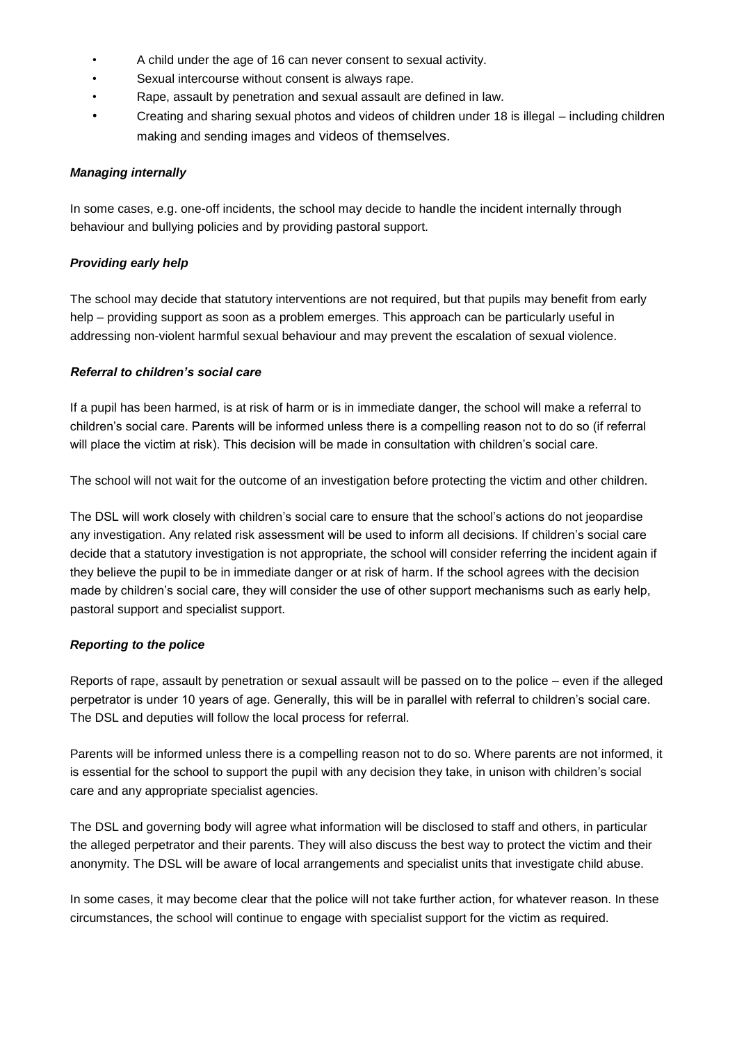- A child under the age of 16 can never consent to sexual activity.
- Sexual intercourse without consent is always rape.
- Rape, assault by penetration and sexual assault are defined in law.
- Creating and sharing sexual photos and videos of children under 18 is illegal – including children making and sending images and videos of themselves.

***Managing internally***

In some cases, e.g. one-off incidents, the school may decide to handle the incident internally through behaviour and bullying policies and by providing pastoral support.

***Providing early help***

The school may decide that statutory interventions are not required, but that pupils may benefit from early help – providing support as soon as a problem emerges. This approach can be particularly useful in addressing non-violent harmful sexual behaviour and may prevent the escalation of sexual violence.

***Referral to children's social care***

If a pupil has been harmed, is at risk of harm or is in immediate danger, the school will make a referral to children's social care. Parents will be informed unless there is a compelling reason not to do so (if referral will place the victim at risk). This decision will be made in consultation with children's social care.

The school will not wait for the outcome of an investigation before protecting the victim and other children.

The DSL will work closely with children's social care to ensure that the school's actions do not jeopardise any investigation. Any related risk assessment will be used to inform all decisions. If children's social care decide that a statutory investigation is not appropriate, the school will consider referring the incident again if they believe the pupil to be in immediate danger or at risk of harm. If the school agrees with the decision made by children's social care, they will consider the use of other support mechanisms such as early help, pastoral support and specialist support.

***Reporting to the police***

Reports of rape, assault by penetration or sexual assault will be passed on to the police – even if the alleged perpetrator is under 10 years of age. Generally, this will be in parallel with referral to children's social care. The DSL and deputies will follow the local process for referral.

Parents will be informed unless there is a compelling reason not to do so. Where parents are not informed, it is essential for the school to support the pupil with any decision they take, in unison with children's social care and any appropriate specialist agencies.

The DSL and governing body will agree what information will be disclosed to staff and others, in particular the alleged perpetrator and their parents. They will also discuss the best way to protect the victim and their anonymity. The DSL will be aware of local arrangements and specialist units that investigate child abuse.

In some cases, it may become clear that the police will not take further action, for whatever reason. In these circumstances, the school will continue to engage with specialist support for the victim as required.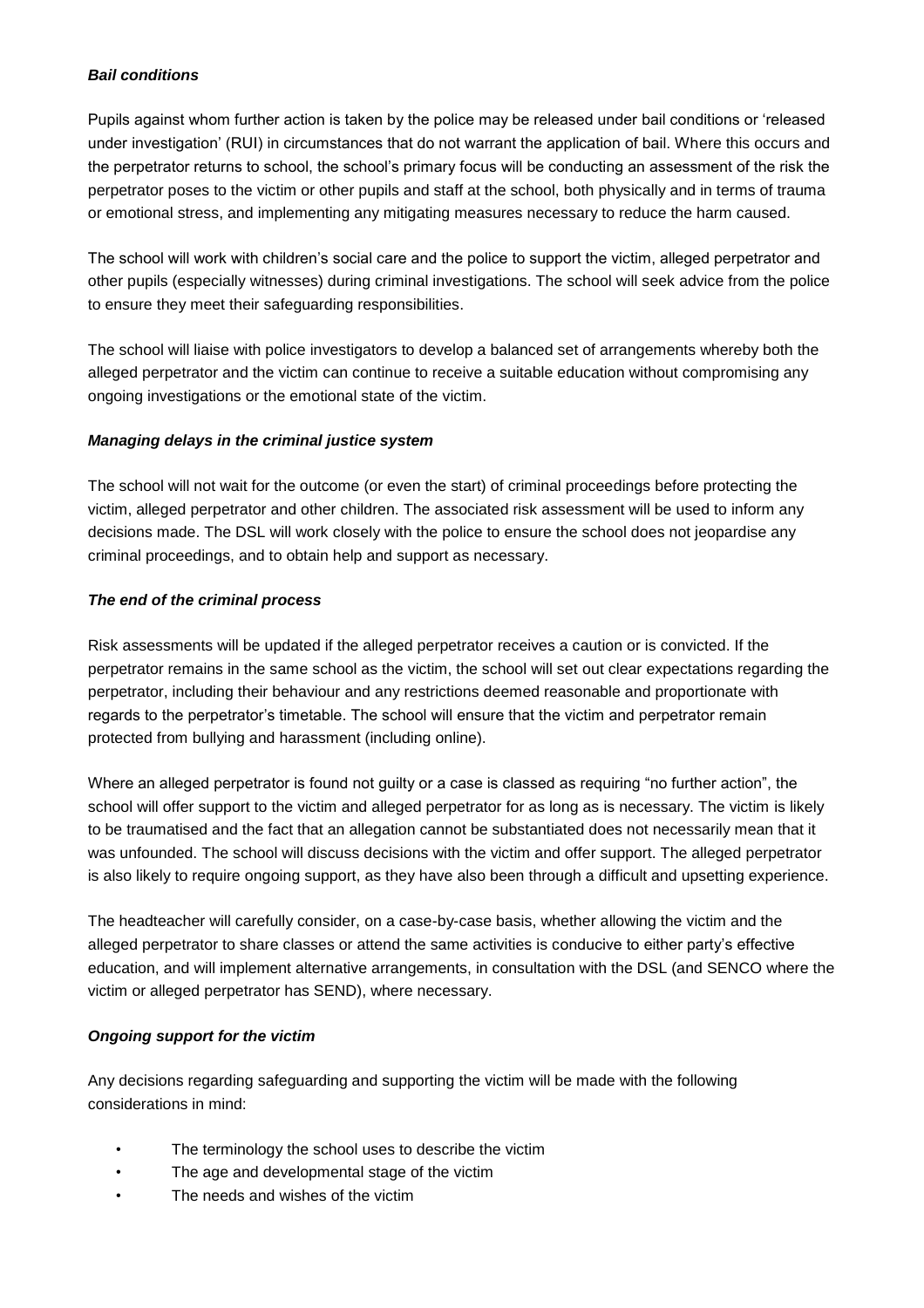#### *Bail conditions*

Pupils against whom further action is taken by the police may be released under bail conditions or 'released under investigation' (RUI) in circumstances that do not warrant the application of bail. Where this occurs and the perpetrator returns to school, the school's primary focus will be conducting an assessment of the risk the perpetrator poses to the victim or other pupils and staff at the school, both physically and in terms of trauma or emotional stress, and implementing any mitigating measures necessary to reduce the harm caused.

The school will work with children's social care and the police to support the victim, alleged perpetrator and other pupils (especially witnesses) during criminal investigations. The school will seek advice from the police to ensure they meet their safeguarding responsibilities.

The school will liaise with police investigators to develop a balanced set of arrangements whereby both the alleged perpetrator and the victim can continue to receive a suitable education without compromising any ongoing investigations or the emotional state of the victim.

#### *Managing delays in the criminal justice system*

The school will not wait for the outcome (or even the start) of criminal proceedings before protecting the victim, alleged perpetrator and other children. The associated risk assessment will be used to inform any decisions made. The DSL will work closely with the police to ensure the school does not jeopardise any criminal proceedings, and to obtain help and support as necessary.

#### *The end of the criminal process*

Risk assessments will be updated if the alleged perpetrator receives a caution or is convicted. If the perpetrator remains in the same school as the victim, the school will set out clear expectations regarding the perpetrator, including their behaviour and any restrictions deemed reasonable and proportionate with regards to the perpetrator's timetable. The school will ensure that the victim and perpetrator remain protected from bullying and harassment (including online).

Where an alleged perpetrator is found not guilty or a case is classed as requiring "no further action", the school will offer support to the victim and alleged perpetrator for as long as is necessary. The victim is likely to be traumatised and the fact that an allegation cannot be substantiated does not necessarily mean that it was unfounded. The school will discuss decisions with the victim and offer support. The alleged perpetrator is also likely to require ongoing support, as they have also been through a difficult and upsetting experience.

The headteacher will carefully consider, on a case-by-case basis, whether allowing the victim and the alleged perpetrator to share classes or attend the same activities is conducive to either party's effective education, and will implement alternative arrangements, in consultation with the DSL (and SENCO where the victim or alleged perpetrator has SEND), where necessary.

#### *Ongoing support for the victim*

Any decisions regarding safeguarding and supporting the victim will be made with the following considerations in mind:

- The terminology the school uses to describe the victim
- The age and developmental stage of the victim
- The needs and wishes of the victim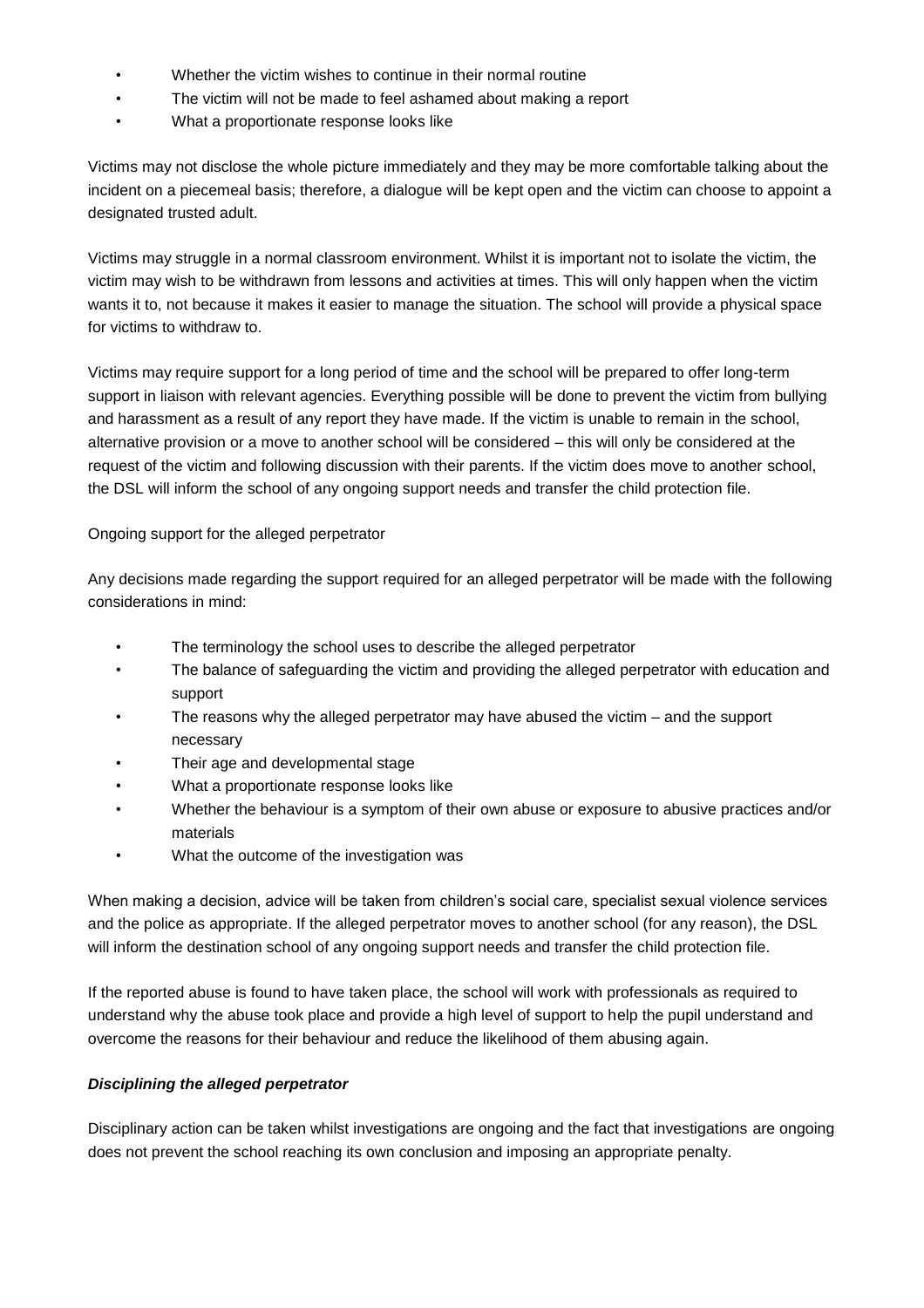- Whether the victim wishes to continue in their normal routine
- The victim will not be made to feel ashamed about making a report
- What a proportionate response looks like

Victims may not disclose the whole picture immediately and they may be more comfortable talking about the incident on a piecemeal basis; therefore, a dialogue will be kept open and the victim can choose to appoint a designated trusted adult.

Victims may struggle in a normal classroom environment. Whilst it is important not to isolate the victim, the victim may wish to be withdrawn from lessons and activities at times. This will only happen when the victim wants it to, not because it makes it easier to manage the situation. The school will provide a physical space for victims to withdraw to.

Victims may require support for a long period of time and the school will be prepared to offer long-term support in liaison with relevant agencies. Everything possible will be done to prevent the victim from bullying and harassment as a result of any report they have made. If the victim is unable to remain in the school, alternative provision or a move to another school will be considered – this will only be considered at the request of the victim and following discussion with their parents. If the victim does move to another school, the DSL will inform the school of any ongoing support needs and transfer the child protection file.

Ongoing support for the alleged perpetrator

Any decisions made regarding the support required for an alleged perpetrator will be made with the following considerations in mind:

- The terminology the school uses to describe the alleged perpetrator
- The balance of safeguarding the victim and providing the alleged perpetrator with education and support
- The reasons why the alleged perpetrator may have abused the victim – and the support necessary
- Their age and developmental stage
- What a proportionate response looks like
- Whether the behaviour is a symptom of their own abuse or exposure to abusive practices and/or materials
- What the outcome of the investigation was

When making a decision, advice will be taken from children's social care, specialist sexual violence services and the police as appropriate. If the alleged perpetrator moves to another school (for any reason), the DSL will inform the destination school of any ongoing support needs and transfer the child protection file.

If the reported abuse is found to have taken place, the school will work with professionals as required to understand why the abuse took place and provide a high level of support to help the pupil understand and overcome the reasons for their behaviour and reduce the likelihood of them abusing again.

***Disciplining the alleged perpetrator***

Disciplinary action can be taken whilst investigations are ongoing and the fact that investigations are ongoing does not prevent the school reaching its own conclusion and imposing an appropriate penalty.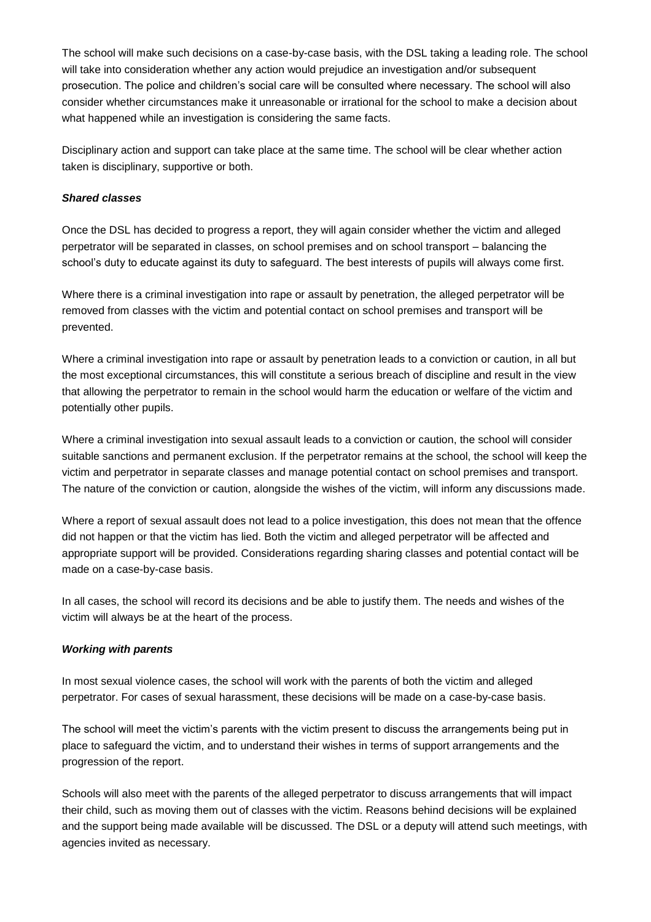The school will make such decisions on a case-by-case basis, with the DSL taking a leading role. The school will take into consideration whether any action would prejudice an investigation and/or subsequent prosecution. The police and children's social care will be consulted where necessary. The school will also consider whether circumstances make it unreasonable or irrational for the school to make a decision about what happened while an investigation is considering the same facts.

Disciplinary action and support can take place at the same time. The school will be clear whether action taken is disciplinary, supportive or both.

***Shared classes***

Once the DSL has decided to progress a report, they will again consider whether the victim and alleged perpetrator will be separated in classes, on school premises and on school transport – balancing the school's duty to educate against its duty to safeguard. The best interests of pupils will always come first.

Where there is a criminal investigation into rape or assault by penetration, the alleged perpetrator will be removed from classes with the victim and potential contact on school premises and transport will be prevented.

Where a criminal investigation into rape or assault by penetration leads to a conviction or caution, in all but the most exceptional circumstances, this will constitute a serious breach of discipline and result in the view that allowing the perpetrator to remain in the school would harm the education or welfare of the victim and potentially other pupils.

Where a criminal investigation into sexual assault leads to a conviction or caution, the school will consider suitable sanctions and permanent exclusion. If the perpetrator remains at the school, the school will keep the victim and perpetrator in separate classes and manage potential contact on school premises and transport. The nature of the conviction or caution, alongside the wishes of the victim, will inform any discussions made.

Where a report of sexual assault does not lead to a police investigation, this does not mean that the offence did not happen or that the victim has lied. Both the victim and alleged perpetrator will be affected and appropriate support will be provided. Considerations regarding sharing classes and potential contact will be made on a case-by-case basis.

In all cases, the school will record its decisions and be able to justify them. The needs and wishes of the victim will always be at the heart of the process.

***Working with parents***

In most sexual violence cases, the school will work with the parents of both the victim and alleged perpetrator. For cases of sexual harassment, these decisions will be made on a case-by-case basis.

The school will meet the victim's parents with the victim present to discuss the arrangements being put in place to safeguard the victim, and to understand their wishes in terms of support arrangements and the progression of the report.

Schools will also meet with the parents of the alleged perpetrator to discuss arrangements that will impact their child, such as moving them out of classes with the victim. Reasons behind decisions will be explained and the support being made available will be discussed. The DSL or a deputy will attend such meetings, with agencies invited as necessary.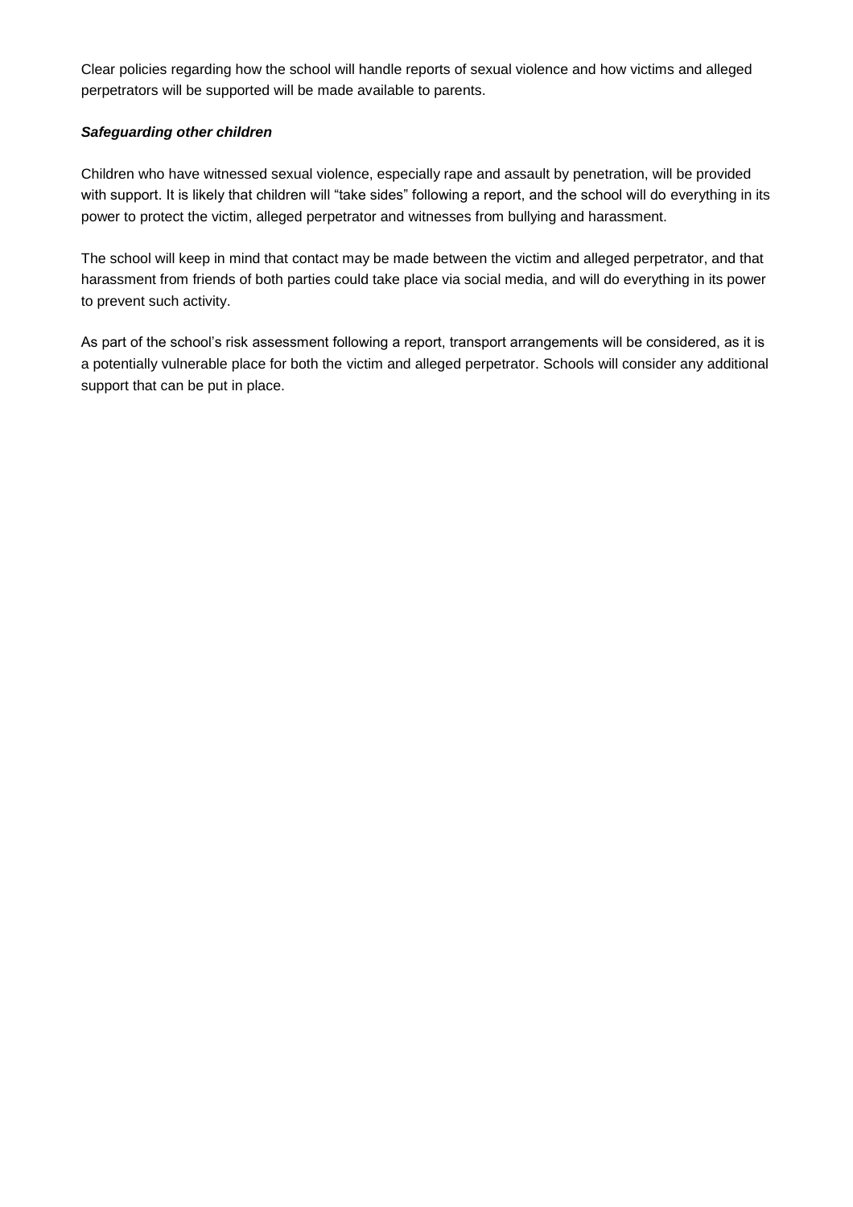Clear policies regarding how the school will handle reports of sexual violence and how victims and alleged perpetrators will be supported will be made available to parents.

***Safeguarding other children***

Children who have witnessed sexual violence, especially rape and assault by penetration, will be provided with support. It is likely that children will "take sides" following a report, and the school will do everything in its power to protect the victim, alleged perpetrator and witnesses from bullying and harassment.

The school will keep in mind that contact may be made between the victim and alleged perpetrator, and that harassment from friends of both parties could take place via social media, and will do everything in its power to prevent such activity.

As part of the school's risk assessment following a report, transport arrangements will be considered, as it is a potentially vulnerable place for both the victim and alleged perpetrator. Schools will consider any additional support that can be put in place.